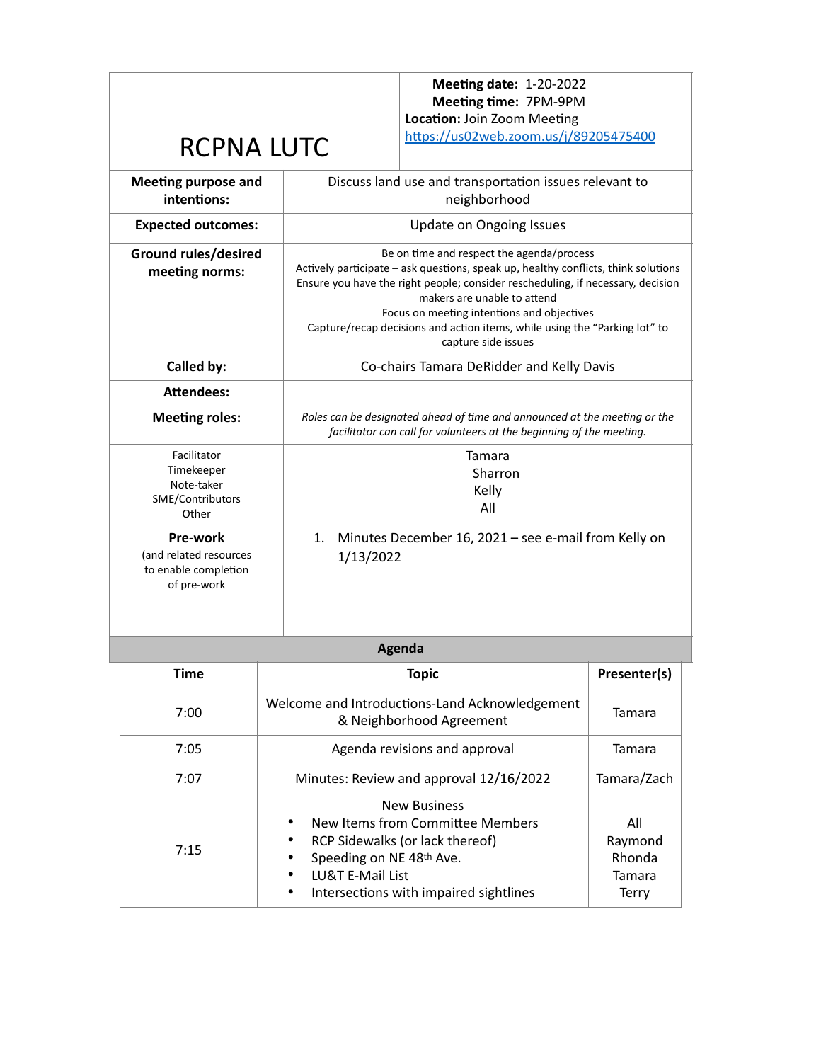# RCPNA LUTC

**Meeting date:** 1-20-2022
**Meeting time:** 7PM-9PM
**Location:** Join Zoom Meeting
[https://us02web.zoom.us/j/89205475400](https://us02web.zoom.us/j/89205475400)

| | |
|---|---|
| **Meeting purpose and intentions:** | Discuss land use and transportation issues relevant to neighborhood |
| **Expected outcomes:** | Update on Ongoing Issues |
| **Ground rules/desired meeting norms:** | Be on time and respect the agenda/process<br>Actively participate – ask questions, speak up, healthy conflicts, think solutions<br>Ensure you have the right people; consider rescheduling, if necessary, decision makers are unable to attend<br>Focus on meeting intentions and objectives<br>Capture/recap decisions and action items, while using the "Parking lot" to capture side issues |
| **Called by:** | Co-chairs Tamara DeRidder and Kelly Davis |
| **Attendees:** | |
| **Meeting roles:** | *Roles can be designated ahead of time and announced at the meeting or the facilitator can call for volunteers at the beginning of the meeting.* |
| Facilitator<br>Timekeeper<br>Note-taker<br>SME/Contributors<br>Other | Tamara<br>Sharron<br>Kelly<br>All |
| **Pre-work**<br>(and related resources to enable completion of pre-work | 1. Minutes December 16, 2021 – see e-mail from Kelly on 1/13/2022 |

## Agenda

| Time | Topic | Presenter(s) |
|---|---|---|
| 7:00 | Welcome and Introductions-Land Acknowledgement & Neighborhood Agreement | Tamara |
| 7:05 | Agenda revisions and approval | Tamara |
| 7:07 | Minutes: Review and approval 12/16/2022 | Tamara/Zach |
| 7:15 | New Business<br>• New Items from Committee Members<br>• RCP Sidewalks (or lack thereof)<br>• Speeding on NE 48th Ave.<br>• LU&T E-Mail List<br>• Intersections with impaired sightlines | <br>All<br>Raymond<br>Rhonda<br>Tamara<br>Terry |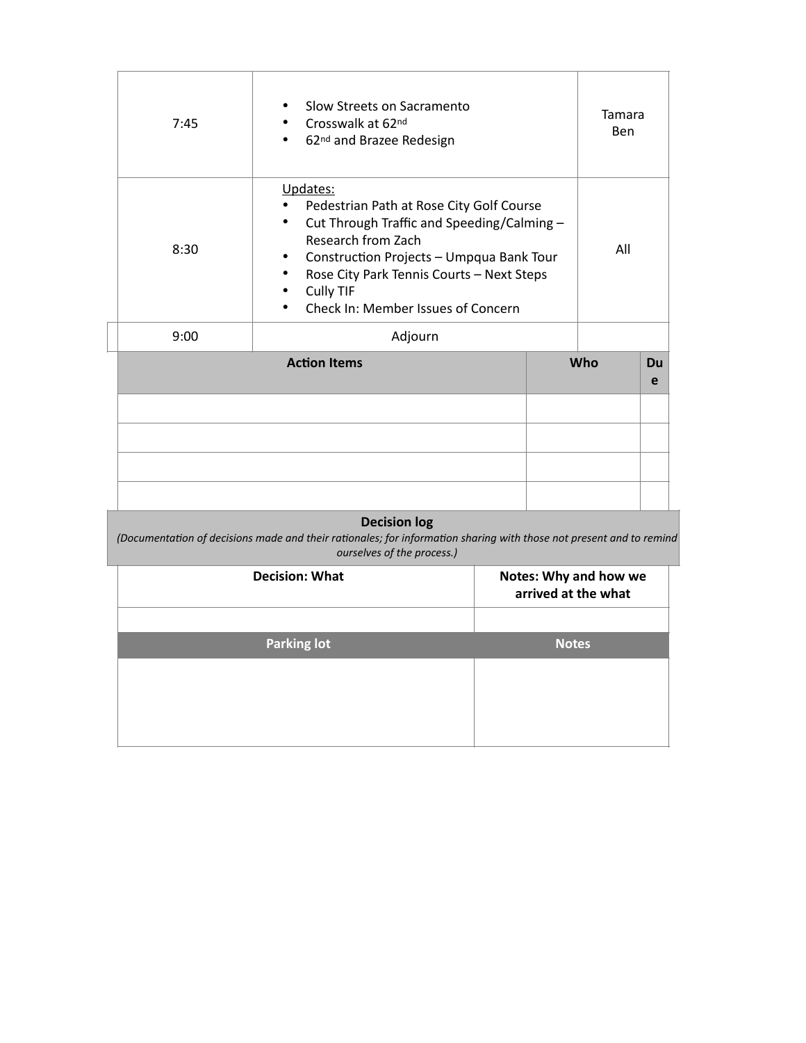| | | |
|---|---|---|
| 7:45 | • Slow Streets on Sacramento<br>• Crosswalk at 62nd<br>• 62nd and Brazee Redesign | Tamara<br>Ben |
| 8:30 | Updates:<br>• Pedestrian Path at Rose City Golf Course<br>• Cut Through Traffic and Speeding/Calming – Research from Zach<br>• Construction Projects – Umpqua Bank Tour<br>• Rose City Park Tennis Courts – Next Steps<br>• Cully TIF<br>• Check In: Member Issues of Concern | All |
| 9:00 | Adjourn | |

| Action Items | Who | Due |
|---|---|---|
| | | |
| | | |
| | | |
| | | |

**Decision log**

*(Documentation of decisions made and their rationales; for information sharing with those not present and to remind ourselves of the process.)*

| Decision: What | Notes: Why and how we arrived at the what |
|---|---|
| | |

| Parking lot | Notes |
|---|---|
| | |